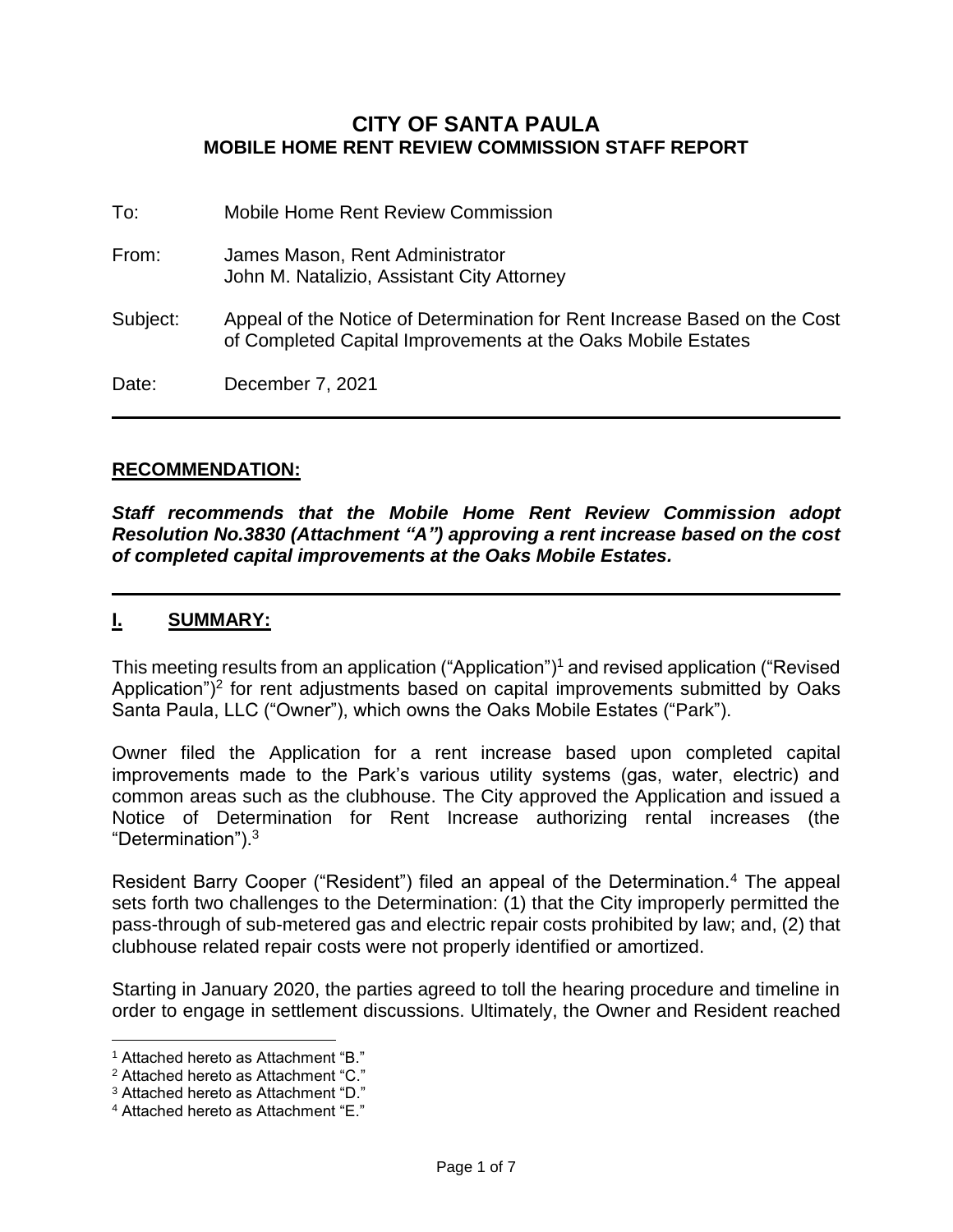# CITY OF SANTA PAULA
## MOBILE HOME RENT REVIEW COMMISSION STAFF REPORT

To: Mobile Home Rent Review Commission

From: James Mason, Rent Administrator
John M. Natalizio, Assistant City Attorney

Subject: Appeal of the Notice of Determination for Rent Increase Based on the Cost of Completed Capital Improvements at the Oaks Mobile Estates

Date: December 7, 2021

---

## RECOMMENDATION:

***Staff recommends that the Mobile Home Rent Review Commission adopt Resolution No.3830 (Attachment "A") approving a rent increase based on the cost of completed capital improvements at the Oaks Mobile Estates.***

---

## I. SUMMARY:

This meeting results from an application ("Application")[1] and revised application ("Revised Application")[2] for rent adjustments based on capital improvements submitted by Oaks Santa Paula, LLC ("Owner"), which owns the Oaks Mobile Estates ("Park").

Owner filed the Application for a rent increase based upon completed capital improvements made to the Park's various utility systems (gas, water, electric) and common areas such as the clubhouse. The City approved the Application and issued a Notice of Determination for Rent Increase authorizing rental increases (the "Determination").[3]

Resident Barry Cooper ("Resident") filed an appeal of the Determination.[4] The appeal sets forth two challenges to the Determination: (1) that the City improperly permitted the pass-through of sub-metered gas and electric repair costs prohibited by law; and, (2) that clubhouse related repair costs were not properly identified or amortized.

Starting in January 2020, the parties agreed to toll the hearing procedure and timeline in order to engage in settlement discussions. Ultimately, the Owner and Resident reached

---

[1] Attached hereto as Attachment "B."

[2] Attached hereto as Attachment "C."

[3] Attached hereto as Attachment "D."

[4] Attached hereto as Attachment "E."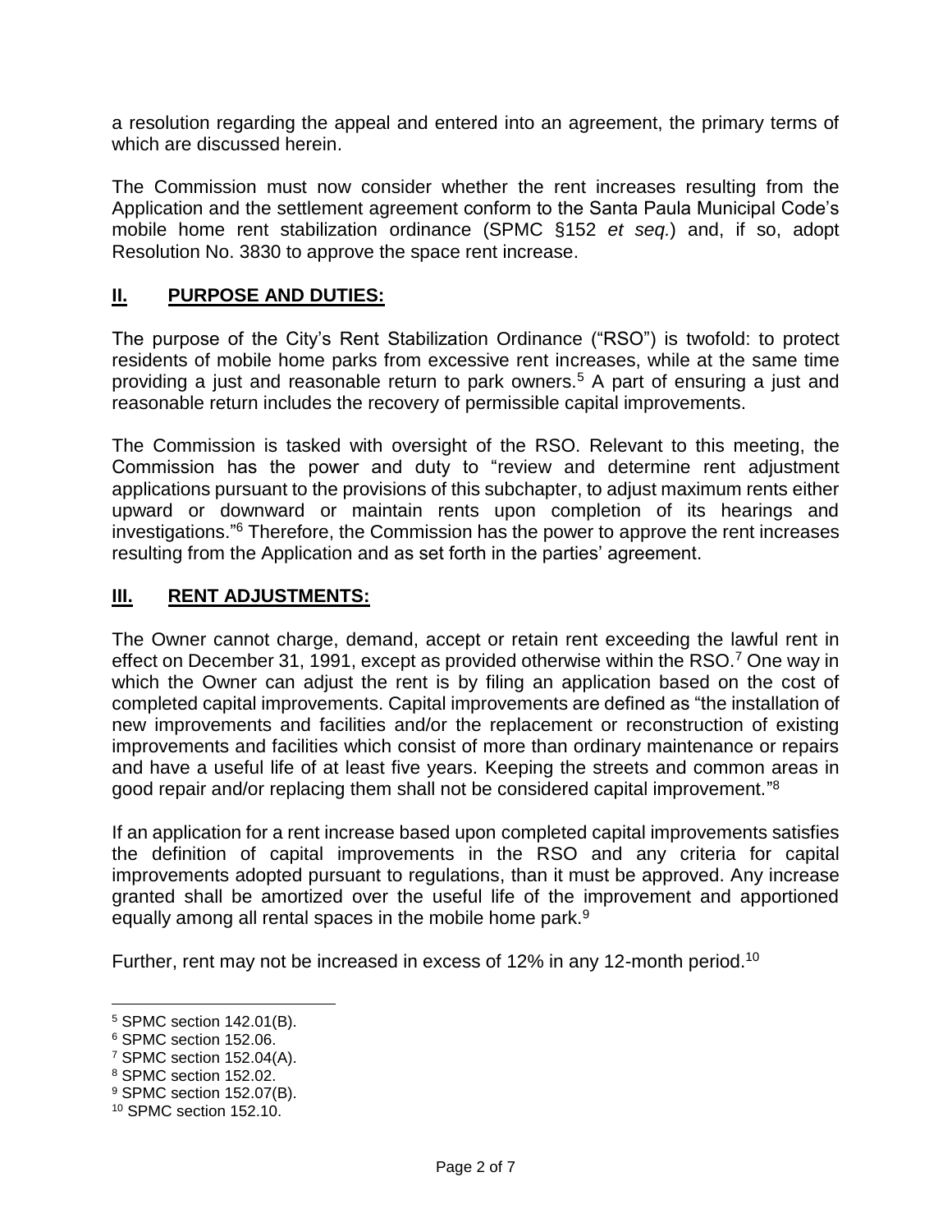a resolution regarding the appeal and entered into an agreement, the primary terms of which are discussed herein.

The Commission must now consider whether the rent increases resulting from the Application and the settlement agreement conform to the Santa Paula Municipal Code's mobile home rent stabilization ordinance (SPMC §152 *et seq.*) and, if so, adopt Resolution No. 3830 to approve the space rent increase.

## II. PURPOSE AND DUTIES:

The purpose of the City's Rent Stabilization Ordinance ("RSO") is twofold: to protect residents of mobile home parks from excessive rent increases, while at the same time providing a just and reasonable return to park owners.[5] A part of ensuring a just and reasonable return includes the recovery of permissible capital improvements.

The Commission is tasked with oversight of the RSO. Relevant to this meeting, the Commission has the power and duty to "review and determine rent adjustment applications pursuant to the provisions of this subchapter, to adjust maximum rents either upward or downward or maintain rents upon completion of its hearings and investigations."[6] Therefore, the Commission has the power to approve the rent increases resulting from the Application and as set forth in the parties' agreement.

## III. RENT ADJUSTMENTS:

The Owner cannot charge, demand, accept or retain rent exceeding the lawful rent in effect on December 31, 1991, except as provided otherwise within the RSO.[7] One way in which the Owner can adjust the rent is by filing an application based on the cost of completed capital improvements. Capital improvements are defined as "the installation of new improvements and facilities and/or the replacement or reconstruction of existing improvements and facilities which consist of more than ordinary maintenance or repairs and have a useful life of at least five years. Keeping the streets and common areas in good repair and/or replacing them shall not be considered capital improvement."[8]

If an application for a rent increase based upon completed capital improvements satisfies the definition of capital improvements in the RSO and any criteria for capital improvements adopted pursuant to regulations, than it must be approved. Any increase granted shall be amortized over the useful life of the improvement and apportioned equally among all rental spaces in the mobile home park.[9]

Further, rent may not be increased in excess of 12% in any 12-month period.[10]

---

[5] SPMC section 142.01(B).
[6] SPMC section 152.06.
[7] SPMC section 152.04(A).
[8] SPMC section 152.02.
[9] SPMC section 152.07(B).
[10] SPMC section 152.10.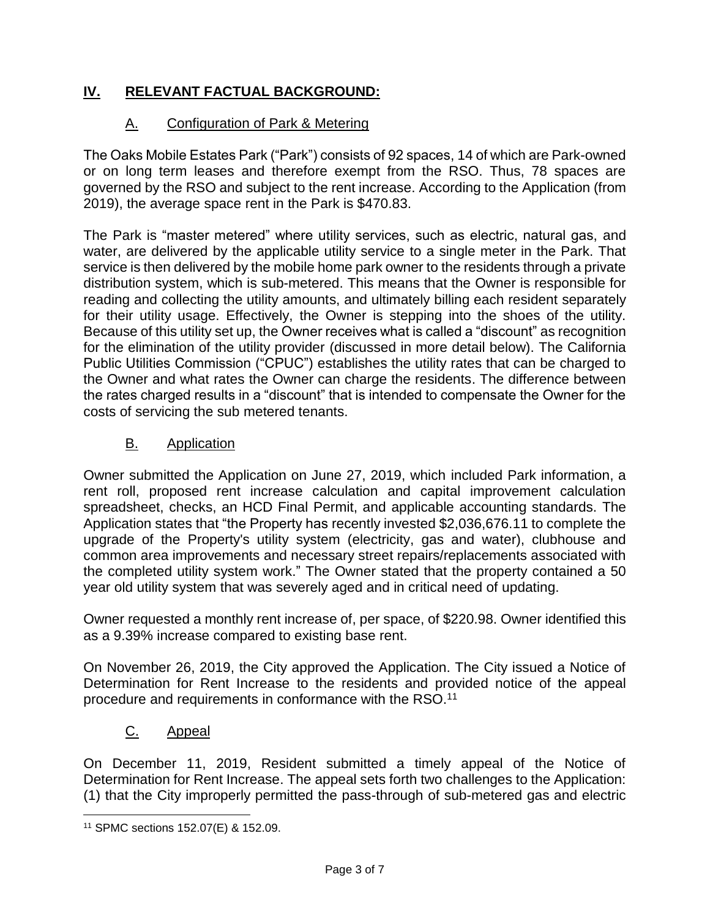## IV. RELEVANT FACTUAL BACKGROUND:

### A. Configuration of Park & Metering

The Oaks Mobile Estates Park ("Park") consists of 92 spaces, 14 of which are Park-owned or on long term leases and therefore exempt from the RSO. Thus, 78 spaces are governed by the RSO and subject to the rent increase. According to the Application (from 2019), the average space rent in the Park is $470.83.

The Park is "master metered" where utility services, such as electric, natural gas, and water, are delivered by the applicable utility service to a single meter in the Park. That service is then delivered by the mobile home park owner to the residents through a private distribution system, which is sub-metered. This means that the Owner is responsible for reading and collecting the utility amounts, and ultimately billing each resident separately for their utility usage. Effectively, the Owner is stepping into the shoes of the utility. Because of this utility set up, the Owner receives what is called a "discount" as recognition for the elimination of the utility provider (discussed in more detail below). The California Public Utilities Commission ("CPUC") establishes the utility rates that can be charged to the Owner and what rates the Owner can charge the residents. The difference between the rates charged results in a "discount" that is intended to compensate the Owner for the costs of servicing the sub metered tenants.

### B. Application

Owner submitted the Application on June 27, 2019, which included Park information, a rent roll, proposed rent increase calculation and capital improvement calculation spreadsheet, checks, an HCD Final Permit, and applicable accounting standards. The Application states that "the Property has recently invested $2,036,676.11 to complete the upgrade of the Property's utility system (electricity, gas and water), clubhouse and common area improvements and necessary street repairs/replacements associated with the completed utility system work." The Owner stated that the property contained a 50 year old utility system that was severely aged and in critical need of updating.

Owner requested a monthly rent increase of, per space, of $220.98. Owner identified this as a 9.39% increase compared to existing base rent.

On November 26, 2019, the City approved the Application. The City issued a Notice of Determination for Rent Increase to the residents and provided notice of the appeal procedure and requirements in conformance with the RSO.[11]

### C. Appeal

On December 11, 2019, Resident submitted a timely appeal of the Notice of Determination for Rent Increase. The appeal sets forth two challenges to the Application: (1) that the City improperly permitted the pass-through of sub-metered gas and electric

---

[11] SPMC sections 152.07(E) & 152.09.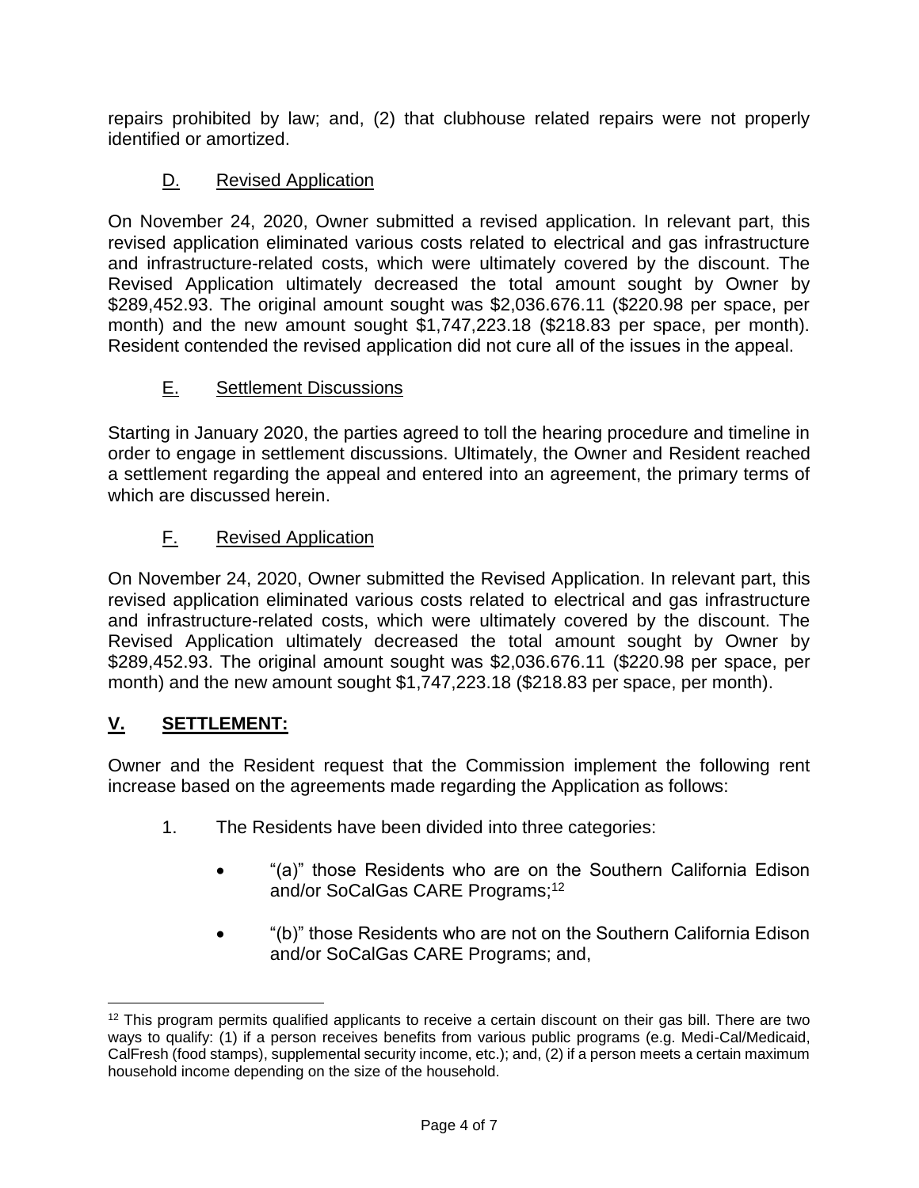repairs prohibited by law; and, (2) that clubhouse related repairs were not properly identified or amortized.

### D. Revised Application

On November 24, 2020, Owner submitted a revised application. In relevant part, this revised application eliminated various costs related to electrical and gas infrastructure and infrastructure-related costs, which were ultimately covered by the discount. The Revised Application ultimately decreased the total amount sought by Owner by $289,452.93. The original amount sought was $2,036.676.11 ($220.98 per space, per month) and the new amount sought $1,747,223.18 ($218.83 per space, per month). Resident contended the revised application did not cure all of the issues in the appeal.

### E. Settlement Discussions

Starting in January 2020, the parties agreed to toll the hearing procedure and timeline in order to engage in settlement discussions. Ultimately, the Owner and Resident reached a settlement regarding the appeal and entered into an agreement, the primary terms of which are discussed herein.

### F. Revised Application

On November 24, 2020, Owner submitted the Revised Application. In relevant part, this revised application eliminated various costs related to electrical and gas infrastructure and infrastructure-related costs, which were ultimately covered by the discount. The Revised Application ultimately decreased the total amount sought by Owner by $289,452.93. The original amount sought was $2,036.676.11 ($220.98 per space, per month) and the new amount sought $1,747,223.18 ($218.83 per space, per month).

## V. SETTLEMENT:

Owner and the Resident request that the Commission implement the following rent increase based on the agreements made regarding the Application as follows:

1. The Residents have been divided into three categories:

   - "(a)" those Residents who are on the Southern California Edison and/or SoCalGas CARE Programs;[12]

   - "(b)" those Residents who are not on the Southern California Edison and/or SoCalGas CARE Programs; and,

---

[12] This program permits qualified applicants to receive a certain discount on their gas bill. There are two ways to qualify: (1) if a person receives benefits from various public programs (e.g. Medi-Cal/Medicaid, CalFresh (food stamps), supplemental security income, etc.); and, (2) if a person meets a certain maximum household income depending on the size of the household.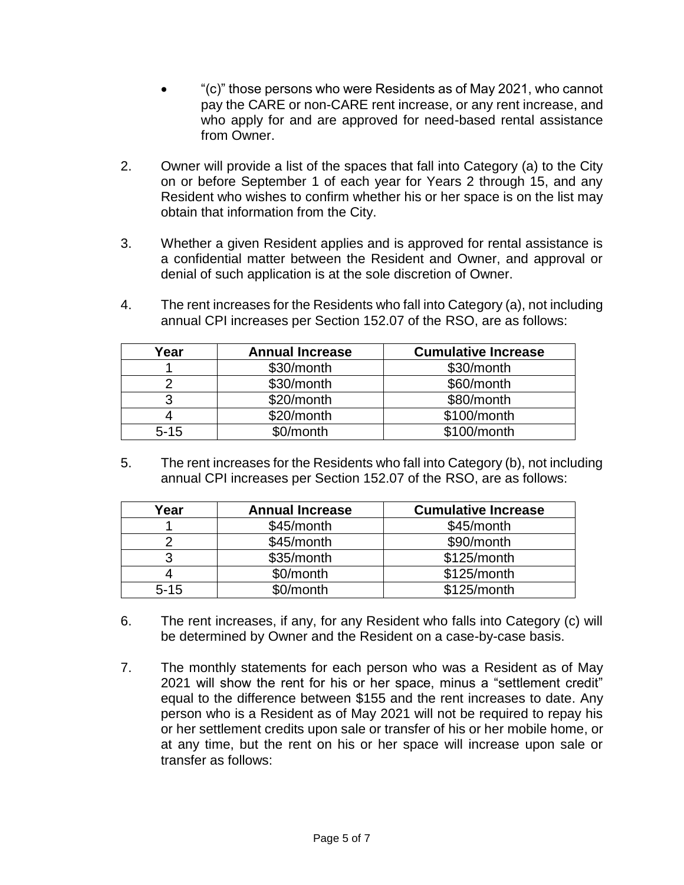- "(c)" those persons who were Residents as of May 2021, who cannot pay the CARE or non-CARE rent increase, or any rent increase, and who apply for and are approved for need-based rental assistance from Owner.

2. Owner will provide a list of the spaces that fall into Category (a) to the City on or before September 1 of each year for Years 2 through 15, and any Resident who wishes to confirm whether his or her space is on the list may obtain that information from the City.

3. Whether a given Resident applies and is approved for rental assistance is a confidential matter between the Resident and Owner, and approval or denial of such application is at the sole discretion of Owner.

4. The rent increases for the Residents who fall into Category (a), not including annual CPI increases per Section 152.07 of the RSO, are as follows:

| Year | Annual Increase | Cumulative Increase |
|---|---|---|
| 1 | $30/month | $30/month |
| 2 | $30/month | $60/month |
| 3 | $20/month | $80/month |
| 4 | $20/month | $100/month |
| 5-15 | $0/month | $100/month |

5. The rent increases for the Residents who fall into Category (b), not including annual CPI increases per Section 152.07 of the RSO, are as follows:

| Year | Annual Increase | Cumulative Increase |
|---|---|---|
| 1 | $45/month | $45/month |
| 2 | $45/month | $90/month |
| 3 | $35/month | $125/month |
| 4 | $0/month | $125/month |
| 5-15 | $0/month | $125/month |

6. The rent increases, if any, for any Resident who falls into Category (c) will be determined by Owner and the Resident on a case-by-case basis.

7. The monthly statements for each person who was a Resident as of May 2021 will show the rent for his or her space, minus a "settlement credit" equal to the difference between $155 and the rent increases to date. Any person who is a Resident as of May 2021 will not be required to repay his or her settlement credits upon sale or transfer of his or her mobile home, or at any time, but the rent on his or her space will increase upon sale or transfer as follows: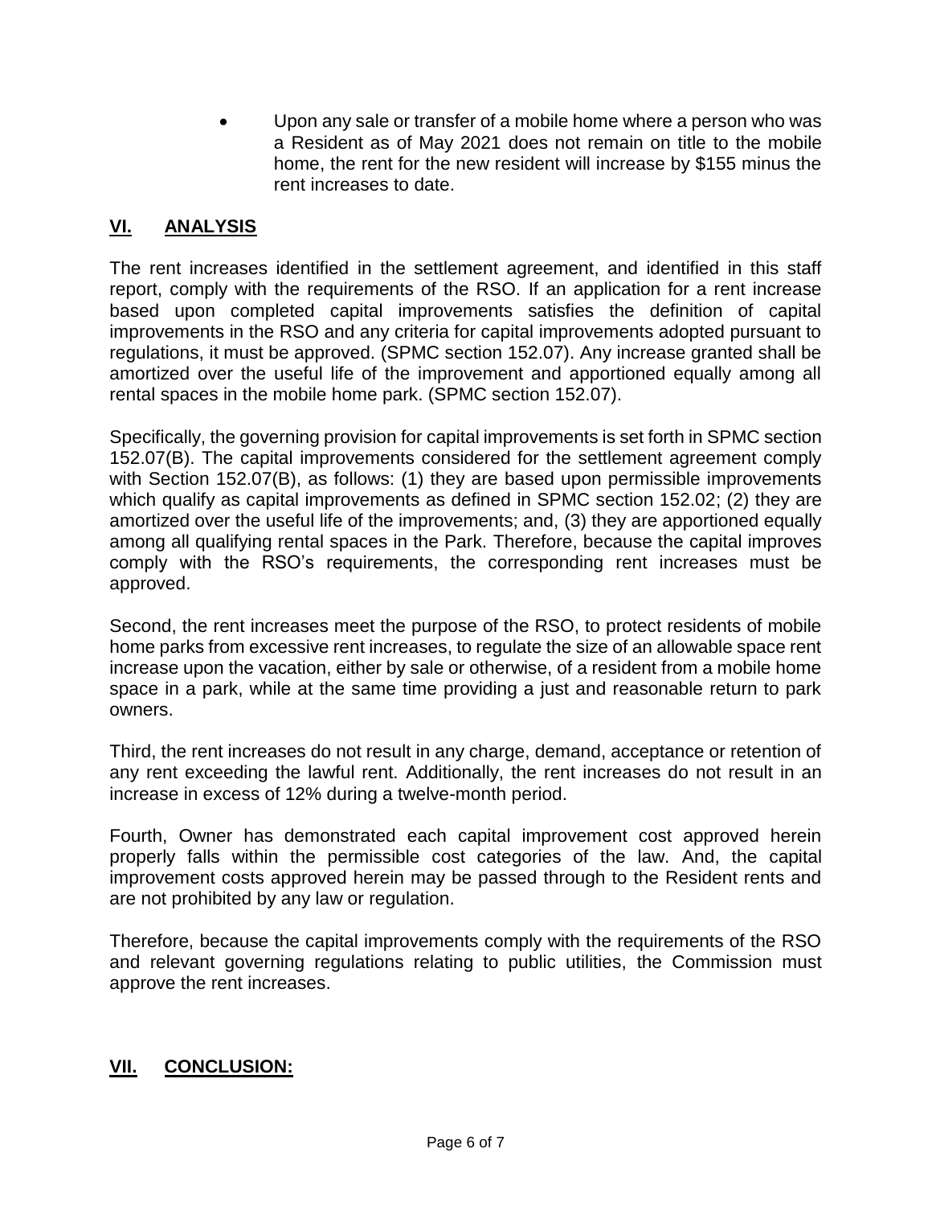- Upon any sale or transfer of a mobile home where a person who was a Resident as of May 2021 does not remain on title to the mobile home, the rent for the new resident will increase by $155 minus the rent increases to date.

## VI. ANALYSIS

The rent increases identified in the settlement agreement, and identified in this staff report, comply with the requirements of the RSO. If an application for a rent increase based upon completed capital improvements satisfies the definition of capital improvements in the RSO and any criteria for capital improvements adopted pursuant to regulations, it must be approved. (SPMC section 152.07). Any increase granted shall be amortized over the useful life of the improvement and apportioned equally among all rental spaces in the mobile home park. (SPMC section 152.07).

Specifically, the governing provision for capital improvements is set forth in SPMC section 152.07(B). The capital improvements considered for the settlement agreement comply with Section 152.07(B), as follows: (1) they are based upon permissible improvements which qualify as capital improvements as defined in SPMC section 152.02; (2) they are amortized over the useful life of the improvements; and, (3) they are apportioned equally among all qualifying rental spaces in the Park. Therefore, because the capital improves comply with the RSO's requirements, the corresponding rent increases must be approved.

Second, the rent increases meet the purpose of the RSO, to protect residents of mobile home parks from excessive rent increases, to regulate the size of an allowable space rent increase upon the vacation, either by sale or otherwise, of a resident from a mobile home space in a park, while at the same time providing a just and reasonable return to park owners.

Third, the rent increases do not result in any charge, demand, acceptance or retention of any rent exceeding the lawful rent. Additionally, the rent increases do not result in an increase in excess of 12% during a twelve-month period.

Fourth, Owner has demonstrated each capital improvement cost approved herein properly falls within the permissible cost categories of the law. And, the capital improvement costs approved herein may be passed through to the Resident rents and are not prohibited by any law or regulation.

Therefore, because the capital improvements comply with the requirements of the RSO and relevant governing regulations relating to public utilities, the Commission must approve the rent increases.

## VII. CONCLUSION: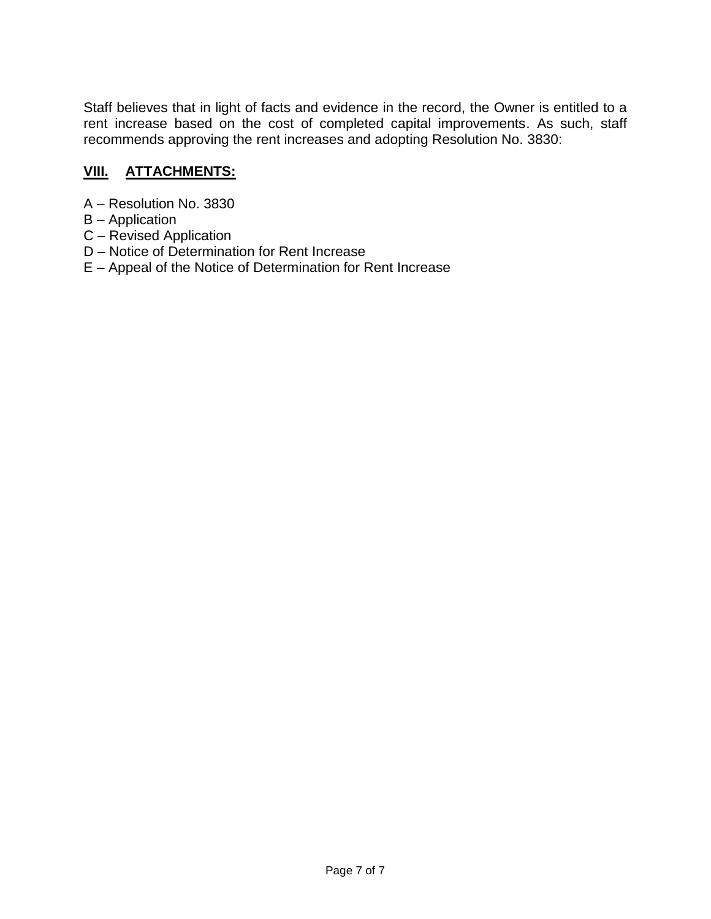Staff believes that in light of facts and evidence in the record, the Owner is entitled to a rent increase based on the cost of completed capital improvements. As such, staff recommends approving the rent increases and adopting Resolution No. 3830:

## VIII. ATTACHMENTS:

A – Resolution No. 3830
B – Application
C – Revised Application
D – Notice of Determination for Rent Increase
E – Appeal of the Notice of Determination for Rent Increase